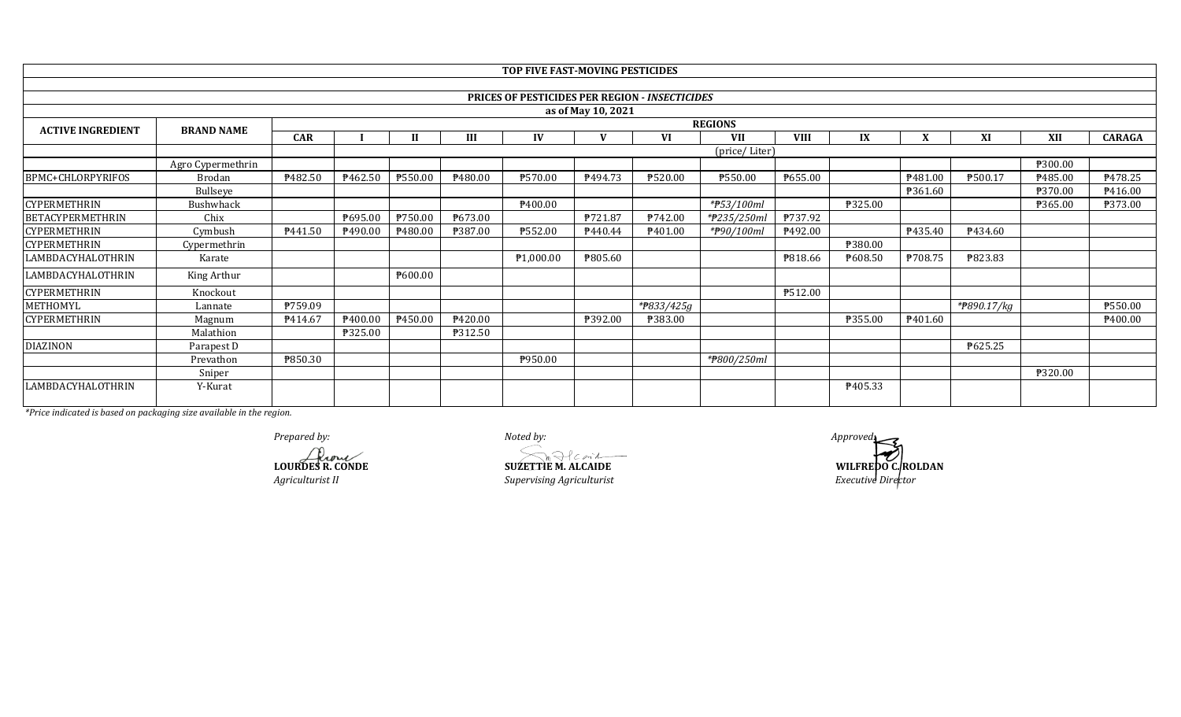# TOP FIVE FAST-MOVING PESTICIDES

## PRICES OF PESTICIDES PER REGION - *INSECTICIDES*

as of May 10, 2021

| ACTIVE INGREDIENT | BRAND NAME | REGIONS | | | | | | | | | | | | | |
|---|---|---|---|---|---|---|---|---|---|---|---|---|---|---|---|
| | | CAR | I | II | III | IV | V | VI | VII | VIII | IX | X | XI | XII | CARAGA |
| | | | (price/ Liter) | | | | | | | | | | | | |
| | Agro Cypermethrin | | | | | | | | | | | | | ₱300.00 | |
| BPMC+CHLORPYRIFOS | Brodan | ₱482.50 | ₱462.50 | ₱550.00 | ₱480.00 | ₱570.00 | ₱494.73 | ₱520.00 | ₱550.00 | ₱655.00 | | ₱481.00 | ₱500.17 | ₱485.00 | ₱478.25 |
| | Bullseye | | | | | | | | | | | ₱361.60 | | ₱370.00 | ₱416.00 |
| CYPERMETHRIN | Bushwhack | | | | | ₱400.00 | | | *₱53/100ml* | | ₱325.00 | | | ₱365.00 | ₱373.00 |
| BETACYPERMETHRIN | Chix | | ₱695.00 | ₱750.00 | ₱673.00 | | ₱721.87 | ₱742.00 | *₱235/250ml* | ₱737.92 | | | | | |
| CYPERMETHRIN | Cymbush | ₱441.50 | ₱490.00 | ₱480.00 | ₱387.00 | ₱552.00 | ₱440.44 | ₱401.00 | *₱90/100ml* | ₱492.00 | | ₱435.40 | ₱434.60 | | |
| CYPERMETHRIN | Cypermethrin | | | | | | | | | | ₱380.00 | | | | |
| LAMBDACYHALOTHRIN | Karate | | | | | ₱1,000.00 | ₱805.60 | | | ₱818.66 | ₱608.50 | ₱708.75 | ₱823.83 | | |
| LAMBDACYHALOTHRIN | King Arthur | | | ₱600.00 | | | | | | | | | | | |
| CYPERMETHRIN | Knockout | | | | | | | | | ₱512.00 | | | | | |
| METHOMYL | Lannate | ₱759.09 | | | | | | *₱833/425g* | | | | | *₱890.17/kg* | | ₱550.00 |
| CYPERMETHRIN | Magnum | ₱414.67 | ₱400.00 | ₱450.00 | ₱420.00 | | ₱392.00 | ₱383.00 | | | ₱355.00 | ₱401.60 | | | ₱400.00 |
| | Malathion | | ₱325.00 | | ₱312.50 | | | | | | | | | | |
| DIAZINON | Parapest D | | | | | | | | | | | | ₱625.25 | | |
| | Prevathon | ₱850.30 | | | | ₱950.00 | | | *₱800/250ml* | | | | | | |
| | Sniper | | | | | | | | | | | | | ₱320.00 | |
| LAMBDACYHALOTHRIN | Y-Kurat | | | | | | | | | | ₱405.33 | | | | |

*\*Price indicated is based on packaging size available in the region.*

*Prepared by:*

**LOURDES R. CONDE**
*Agriculturist II*

*Noted by:*

**SUZETTIE M. ALCAIDE**
*Supervising Agriculturist*

*Approved:*

**WILFREDO C. ROLDAN**
*Executive Director*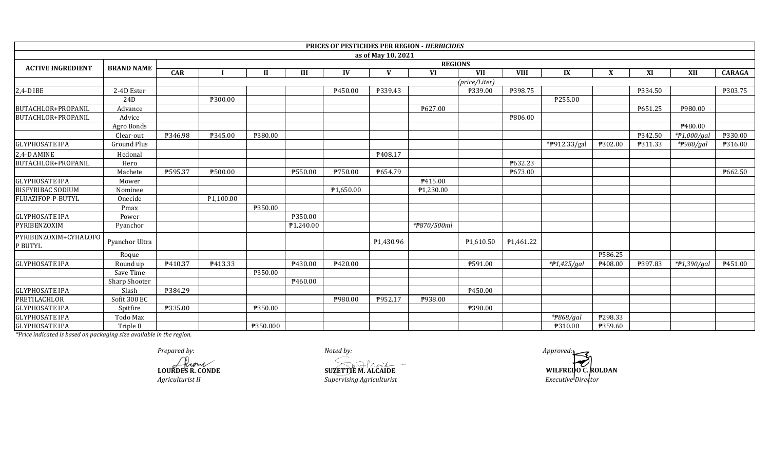| ACTIVE INGREDIENT | BRAND NAME | REGIONS | | | | | | | | | | | | | |
|---|---|---|---|---|---|---|---|---|---|---|---|---|---|---|---|
| | | CAR | I | II | III | IV | V | VI | VII | VIII | IX | X | XI | XII | CARAGA |
| | | *(price/Liter)* | | | | | | | | | | | | | |
| 2,4-D IBE | 2-4D Ester | | | | | ₱450.00 | ₱339.43 | | ₱339.00 | ₱398.75 | | | ₱334.50 | | ₱303.75 |
| | 24D | | ₱300.00 | | | | | | | | ₱255.00 | | | | |
| BUTACHLOR+PROPANIL | Advance | | | | | | | ₱627.00 | | | | | ₱651.25 | ₱980.00 | |
| BUTACHLOR+PROPANIL | Advice | | | | | | | | | ₱806.00 | | | | | |
| | Agro Bonds | | | | | | | | | | | | | ₱480.00 | |
| | Clear-out | ₱346.98 | ₱345.00 | ₱380.00 | | | | | | | | | ₱342.50 | *₱1,000/gal | ₱330.00 |
| GLYPHOSATE IPA | Ground Plus | | | | | | | | | | *₱912.33/gal | ₱302.00 | ₱311.33 | *₱980/gal | ₱316.00 |
| 2,4-D AMINE | Hedonal | | | | | | ₱408.17 | | | | | | | | |
| BUTACHLOR+PROPANIL | Hero | | | | | | | | | ₱632.23 | | | | | |
| | Machete | ₱595.37 | ₱500.00 | | ₱550.00 | ₱750.00 | ₱654.79 | | | ₱673.00 | | | | | ₱662.50 |
| GLYPHOSATE IPA | Mower | | | | | | | ₱415.00 | | | | | | | |
| BISPYRIBAC SODIUM | Nominee | | | | | ₱1,650.00 | | ₱1,230.00 | | | | | | | |
| FLUAZIFOP-P-BUTYL | Onecide | | ₱1,100.00 | | | | | | | | | | | | |
| | Pmax | | | ₱350.00 | | | | | | | | | | | |
| GLYPHOSATE IPA | Power | | | | ₱350.00 | | | | | | | | | | |
| PYRIBENZOXIM | Pyanchor | | | | ₱1,240.00 | | | *₱870/500ml | | | | | | | |
| PYRIBENZOXIM+CYHALOFOP BUTYL | Pyanchor Ultra | | | | | | ₱1,430.96 | | ₱1,610.50 | ₱1,461.22 | | | | | |
| | Roque | | | | | | | | | | | ₱586.25 | | | |
| GLYPHOSATE IPA | Round up | ₱410.37 | ₱413.33 | | ₱430.00 | ₱420.00 | | | ₱591.00 | | *₱1,425/gal | ₱408.00 | ₱397.83 | *₱1,390/gal | ₱451.00 |
| | Save Time | | | ₱350.00 | | | | | | | | | | | |
| | Sharp Shooter | | | | ₱460.00 | | | | | | | | | | |
| GLYPHOSATE IPA | Slash | ₱384.29 | | | | | | | ₱450.00 | | | | | | |
| PRETILACHLOR | Sofit 300 EC | | | | | ₱980.00 | ₱952.17 | ₱938.00 | | | | | | | |
| GLYPHOSATE IPA | Spitfire | ₱335.00 | | ₱350.00 | | | | | ₱390.00 | | | | | | |
| GLYPHOSATE IPA | Todo Max | | | | | | | | | | *₱868/gal | ₱298.33 | | | |
| GLYPHOSATE IPA | Triple 8 | | | ₱350.000 | | | | | | | ₱310.00 | ₱359.60 | | | |

**PRICES OF PESTICIDES PER REGION - *HERBICIDES***
**as of May 10, 2021**

*\*Price indicated is based on packaging size available in the region.*

*Prepared by:*
**LOURDES R. CONDE**
*Agriculturist II*

*Noted by:*
**SUZETTIE M. ALCAIDE**
*Supervising Agriculturist*

*Approved:*
**WILFREDO C. ROLDAN**
*Executive Director*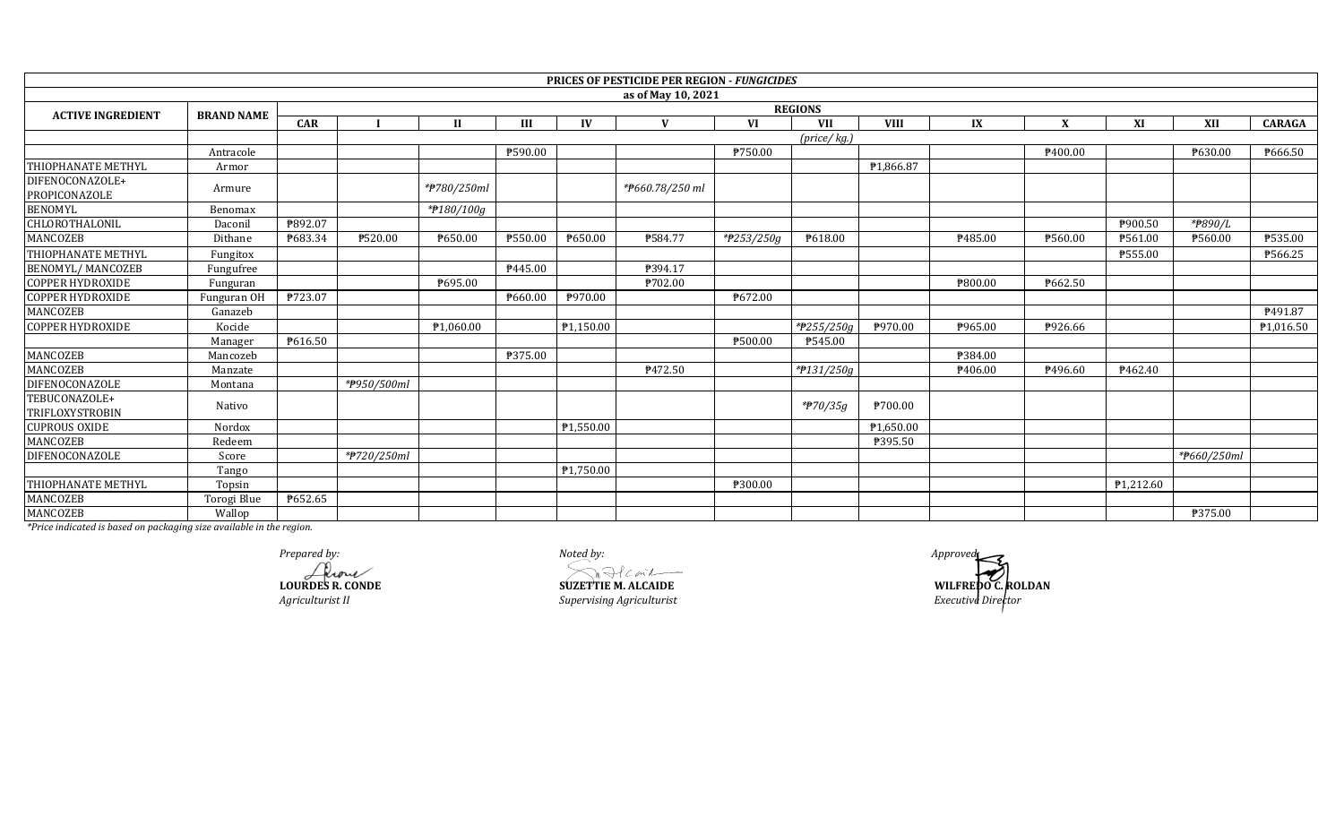**PRICES OF PESTICIDE PER REGION - *FUNGICIDES***

**as of May 10, 2021**

| ACTIVE INGREDIENT | BRAND NAME | REGIONS | | | | | | | | | | | | | |
|---|---|---|---|---|---|---|---|---|---|---|---|---|---|---|---|
| | | CAR | I | II | III | IV | V | VI | VII | VIII | IX | X | XI | XII | CARAGA |
| | | | | | | | | | *(price/ kg.)* | | | | | | |
| | Antracole | | | | ₱590.00 | | | ₱750.00 | | | | ₱400.00 | | ₱630.00 | ₱666.50 |
| THIOPHANATE METHYL | Armor | | | | | | | | | ₱1,866.87 | | | | | |
| DIFENOCONAZOLE+ PROPICONAZOLE | Armure | | | *₱780/250ml | | | *₱660.78/250 ml | | | | | | | | |
| BENOMYL | Benomax | | | *₱180/100g | | | | | | | | | | | |
| CHLOROTHALONIL | Daconil | ₱892.07 | | | | | | | | | | | ₱900.50 | *₱890/L | |
| MANCOZEB | Dithane | ₱683.34 | ₱520.00 | ₱650.00 | ₱550.00 | ₱650.00 | ₱584.77 | *₱253/250g | ₱618.00 | | ₱485.00 | ₱560.00 | ₱561.00 | ₱560.00 | ₱535.00 |
| THIOPHANATE METHYL | Fungitox | | | | | | | | | | | | ₱555.00 | | ₱566.25 |
| BENOMYL/ MANCOZEB | Fungufree | | | | ₱445.00 | | ₱394.17 | | | | | | | | |
| COPPER HYDROXIDE | Funguran | | | ₱695.00 | | | ₱702.00 | | | | ₱800.00 | ₱662.50 | | | |
| COPPER HYDROXIDE | Funguran OH | ₱723.07 | | | ₱660.00 | ₱970.00 | | ₱672.00 | | | | | | | |
| MANCOZEB | Ganazeb | | | | | | | | | | | | | | ₱491.87 |
| COPPER HYDROXIDE | Kocide | | | ₱1,060.00 | | ₱1,150.00 | | | *₱255/250g | ₱970.00 | ₱965.00 | ₱926.66 | | | ₱1,016.50 |
| | Manager | ₱616.50 | | | | | | ₱500.00 | ₱545.00 | | | | | | |
| MANCOZEB | Mancozeb | | | | ₱375.00 | | | | | | ₱384.00 | | | | |
| MANCOZEB | Manzate | | | | | | ₱472.50 | | *₱131/250g | | ₱406.00 | ₱496.60 | ₱462.40 | | |
| DIFENOCONAZOLE | Montana | | *₱950/500ml | | | | | | | | | | | | |
| TEBUCONAZOLE+ TRIFLOXYSTROBIN | Nativo | | | | | | | | *₱70/35g | ₱700.00 | | | | | |
| CUPROUS OXIDE | Nordox | | | | | ₱1,550.00 | | | | ₱1,650.00 | | | | | |
| MANCOZEB | Redeem | | | | | | | | | ₱395.50 | | | | | |
| DIFENOCONAZOLE | Score | | *₱720/250ml | | | | | | | | | | | *₱660/250ml | |
| | Tango | | | | | ₱1,750.00 | | | | | | | | | |
| THIOPHANATE METHYL | Topsin | | | | | | | ₱300.00 | | | | | ₱1,212.60 | | |
| MANCOZEB | Torogi Blue | ₱652.65 | | | | | | | | | | | | | |
| MANCOZEB | Wallop | | | | | | | | | | | | | ₱375.00 | |

*\*Price indicated is based on packaging size available in the region.*

*Prepared by:*

**LOURDES R. CONDE**
*Agriculturist II*

*Noted by:*

**SUZETTIE M. ALCAIDE**
*Supervising Agriculturist*

*Approved:*

**WILFREDO C. ROLDAN**
*Executive Director*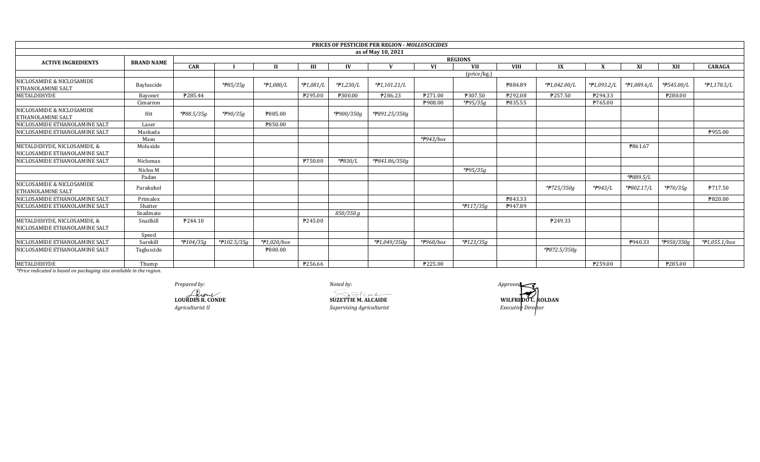| PRICES OF PESTICIDE PER REGION - *MOLLUSCICIDES* | | | | | | | | | | | | | | | | |
|---|---|---|---|---|---|---|---|---|---|---|---|---|---|---|---|---|
| as of May 10, 2021 | | | | | | | | | | | | | | | | |
| ACTIVE INGREDIENTS | BRAND NAME | REGIONS | | | | | | | | | | | | | | |
| | | CAR | I | II | III | IV | V | VI | VII | VIII | IX | X | XI | XII | CARAGA |
| | | (price/kg.) | | | | | | | | | | | | | |
| NICLOSAMIDE & NICLOSAMIDE ETHANOLAMINE SALT | Bayluscide | | *₱85/35g | *₱1,080/L | *₱1,081/L | *₱1,230/L | *₱1,101.21/L | | | ₱884.89 | *₱1,042.00/L | *₱1,093.2/L | *₱1,089.6/L | *₱545.00/L | *₱1,178.5/L |
| METALDEHYDE | Bayonet | ₱285.44 | | | ₱295.00 | ₱300.00 | ₱286.23 | ₱271.00 | ₱307.50 | ₱292.08 | ₱257.50 | ₱294.33 | | ₱280.00 | |
| | Cimarron | | | | | | | ₱908.00 | *₱95/35g | ₱835.55 | | ₱765.00 | | | |
| NICLOSAMIDE & NICLOSAMIDE ETHANOLAMINE SALT | Hit | *₱88.5/35g | *₱90/35g | ₱885.00 | | *₱900/350g | *₱891.25/350g | | | | | | | | |
| NICLOSAMIDE ETHANOLAMINE SALT | Laser | | | ₱850.00 | | | | | | | | | | | |
| NICLOSAMIDE ETHANOLAMINE SALT | Maskada | | | | | | | | | | | | | | ₱955.00 |
| | Maso | | | | | | | *₱943/box | | | | | | | |
| METALDEHYDE, NICLOSAMIDE, & NICLOSAMIDE ETHANOLAMINE SALT | Moluxide | | | | | | | | | | | | ₱861.67 | | |
| NICLOSAMIDE ETHANOLAMINE SALT | Niclomax | | | | ₱750.00 | *₱830/L | *₱841.86/350g | | | | | | | | |
| | Niclos M | | | | | | | | *₱95/35g | | | | | | |
| | Padan | | | | | | | | | | | | *₱889.5/L | | |
| NICLOSAMIDE & NICLOSAMIDE ETHANOLAMINE SALT | Parakuhol | | | | | | | | | | *₱725/350g | *₱943/L | *₱802.17/L | *₱70/35g | ₱717.50 |
| NICLOSAMIDE ETHANOLAMINE SALT | Primalex | | | | | | | | | ₱843.33 | | | | | ₱820.00 |
| NICLOSAMIDE ETHANOLAMINE SALT | Shatter | | | | | | | | *₱117/35g | ₱947.89 | | | | | |
| | Snailmate | | | | | 850/350 g | | | | | | | | | |
| METALDEHYDE, NICLOSAMIDE, & NICLOSAMIDE ETHANOLAMINE SALT | Snailkill | ₱244.10 | | | ₱245.00 | | | | | | ₱249.33 | | | | |
| | Speed | | | | | | | | | | | | | | |
| NICLOSAMIDE ETHANOLAMINE SALT | Surekill | *₱104/35g | *₱102.5/35g | *₱1,020/box | | | *₱1,049/350g | *₱968/box | *₱123/35g | | | | ₱940.33 | *₱950/350g | *₱1,055.1/box |
| NICLOSAMIDE ETHANOLAMINE SALT | Tagluscide | | | ₱800.00 | | | | | | | *₱872.5/350g | | | | |
| METALDEHYDE | Thump | | | | ₱256.66 | | | ₱225.00 | | | | ₱259.00 | | ₱285.00 | |

*\*Price indicated is based on packaging size available in the region.*

*Prepared by:*

**LOURDES R. CONDE**
*Agriculturist II*

*Noted by:*

**SUZETTIE M. ALCAIDE**
*Supervising Agriculturist*

*Approved:*

**WILFREDO C. ROLDAN**
*Executive Director*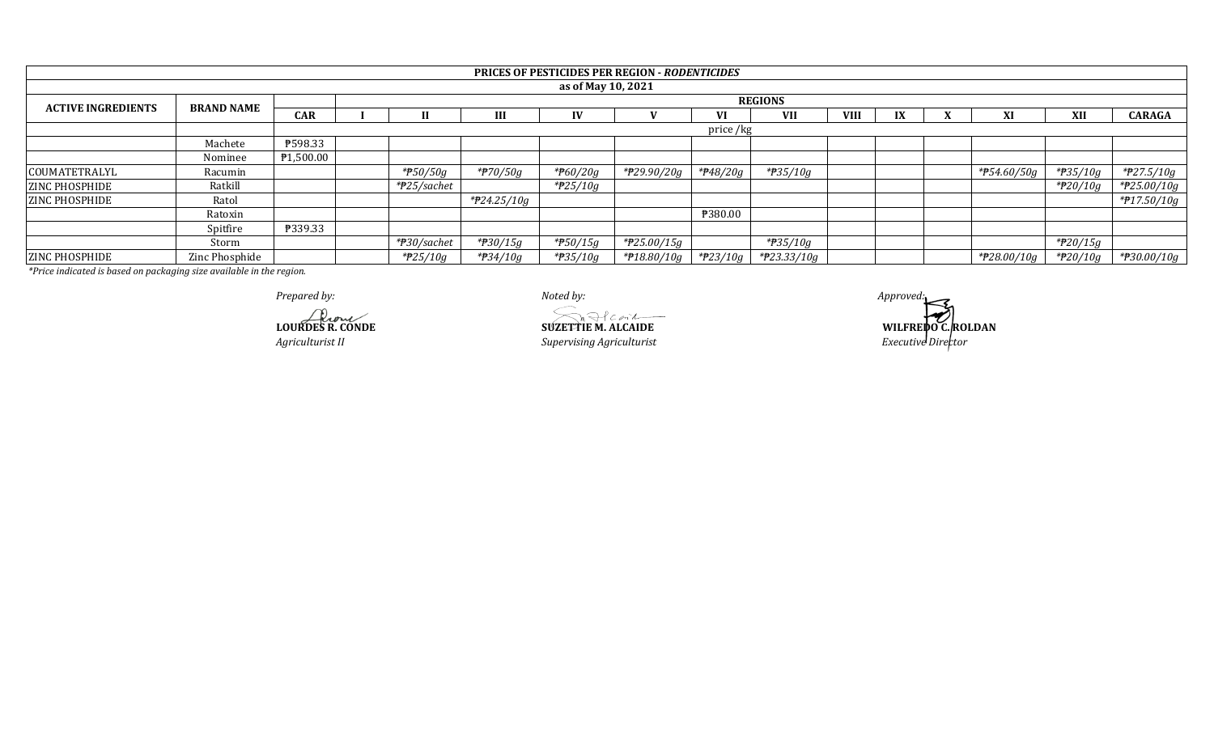**PRICES OF PESTICIDES PER REGION - *RODENTICIDES***

**as of May 10, 2021**

| ACTIVE INGREDIENTS | BRAND NAME | REGIONS | | | | | | | | | | | | | | |
|---|---|---|---|---|---|---|---|---|---|---|---|---|---|---|---|---|
| | | CAR | I | II | III | IV | V | VI | VII | VIII | IX | X | XI | XII | CARAGA |
| | | price /kg | | | | | | | | | | | | | |
| | Machete | ₱598.33 | | | | | | | | | | | | | |
| | Nominee | ₱1,500.00 | | | | | | | | | | | | | |
| COUMATETRALYL | Racumin | | | *₱50/50g | *₱70/50g | *₱60/20g | *₱29.90/20g | *₱48/20g | *₱35/10g | | | | *₱54.60/50g | *₱35/10g | *₱27.5/10g |
| ZINC PHOSPHIDE | Ratkill | | | *₱25/sachet | | *₱25/10g | | | | | | | | *₱20/10g | *₱25.00/10g |
| ZINC PHOSPHIDE | Ratol | | | | *₱24.25/10g | | | | | | | | | | *₱17.50/10g |
| | Ratoxin | | | | | | | ₱380.00 | | | | | | | |
| | Spitfire | ₱339.33 | | | | | | | | | | | | | |
| | Storm | | | *₱30/sachet | *₱30/15g | *₱50/15g | *₱25.00/15g | | *₱35/10g | | | | | *₱20/15g | |
| ZINC PHOSPHIDE | Zinc Phosphide | | | *₱25/10g | *₱34/10g | *₱35/10g | *₱18.80/10g | *₱23/10g | *₱23.33/10g | | | | *₱28.00/10g | *₱20/10g | *₱30.00/10g |

*Price indicated is based on packaging size available in the region.

*Prepared by:*
**LOURDES R. CONDE**
*Agriculturist II*

*Noted by:*
**SUZETTIE M. ALCAIDE**
*Supervising Agriculturist*

*Approved:*
**WILFREDO C. ROLDAN**
*Executive Director*